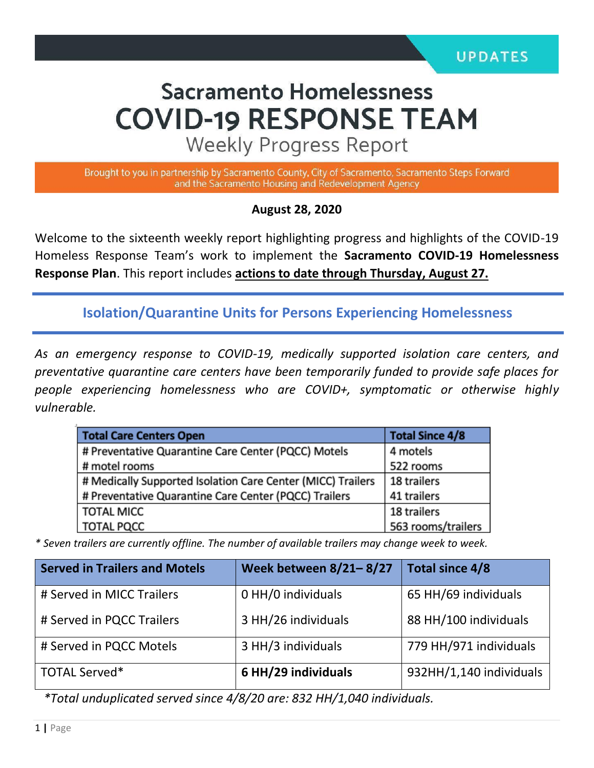UPDATES

# Sacramento Homelessness COVID-19 RESPONSE TEAM

## Weekly Progress Report

Brought to you in partnership by Sacramento County, City of Sacramento, Sacramento Steps Forward and the Sacramento Housing and Redevelopment Agency

**August 28, 2020**

Welcome to the sixteenth weekly report highlighting progress and highlights of the COVID-19 Homeless Response Team's work to implement the **Sacramento COVID-19 Homelessness Response Plan**. This report includes **actions to date through Thursday, August 27.**

## Isolation/Quarantine Units for Persons Experiencing Homelessness

*As an emergency response to COVID-19, medically supported isolation care centers, and preventative quarantine care centers have been temporarily funded to provide safe places for people experiencing homelessness who are COVID+, symptomatic or otherwise highly vulnerable.*

| Total Care Centers Open | Total Since 4/8 |
|---|---|
| # Preventative Quarantine Care Center (PQCC) Motels<br># motel rooms | 4 motels<br>522 rooms |
| # Medically Supported Isolation Care Center (MICC) Trailers<br># Preventative Quarantine Care Center (PQCC) Trailers | 18 trailers<br>41 trailers |
| TOTAL MICC<br>TOTAL PQCC | 18 trailers<br>563 rooms/trailers |

*\* Seven trailers are currently offline. The number of available trailers may change week to week.*

| Served in Trailers and Motels | Week between 8/21– 8/27 | Total since 4/8 |
|---|---|---|
| # Served in MICC Trailers<br># Served in PQCC Trailers | 0 HH/0 individuals<br>3 HH/26 individuals | 65 HH/69 individuals<br>88 HH/100 individuals |
| # Served in PQCC Motels | 3 HH/3 individuals | 779 HH/971 individuals |
| TOTAL Served* | **6 HH/29 individuals** | 932HH/1,140 individuals |

*\*Total unduplicated served since 4/8/20 are: 832 HH/1,040 individuals.*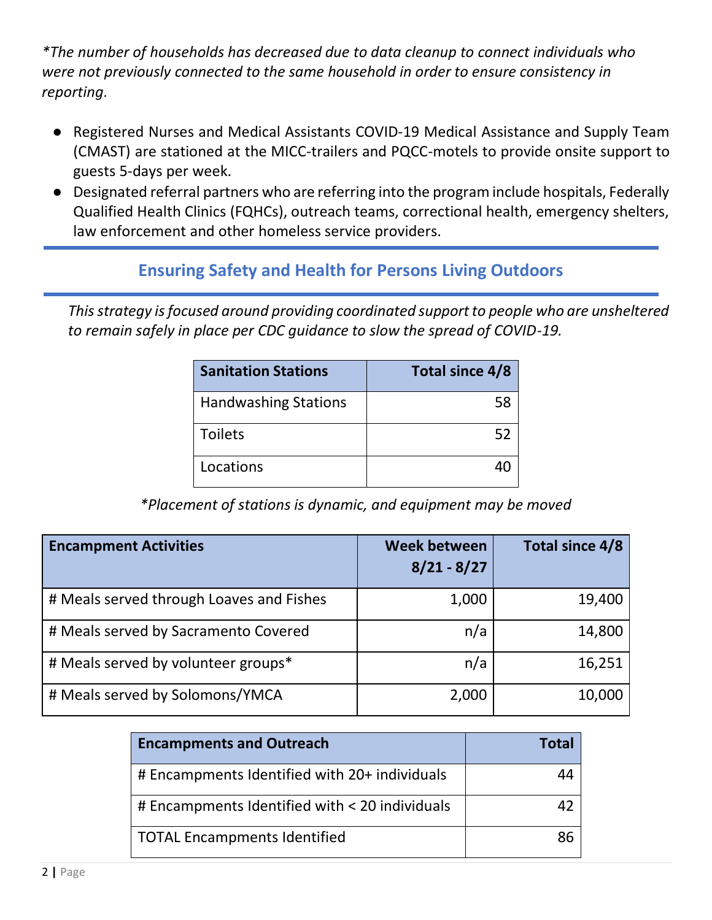*\*The number of households has decreased due to data cleanup to connect individuals who were not previously connected to the same household in order to ensure consistency in reporting.*

- Registered Nurses and Medical Assistants COVID-19 Medical Assistance and Supply Team (CMAST) are stationed at the MICC-trailers and PQCC-motels to provide onsite support to guests 5-days per week.
- Designated referral partners who are referring into the program include hospitals, Federally Qualified Health Clinics (FQHCs), outreach teams, correctional health, emergency shelters, law enforcement and other homeless service providers.

## Ensuring Safety and Health for Persons Living Outdoors

*This strategy is focused around providing coordinated support to people who are unsheltered to remain safely in place per CDC guidance to slow the spread of COVID-19.*

| Sanitation Stations | Total since 4/8 |
|---|---|
| Handwashing Stations | 58 |
| Toilets | 52 |
| Locations | 40 |

*\*Placement of stations is dynamic, and equipment may be moved*

| Encampment Activities | Week between 8/21 - 8/27 | Total since 4/8 |
|---|---|---|
| # Meals served through Loaves and Fishes | 1,000 | 19,400 |
| # Meals served by Sacramento Covered | n/a | 14,800 |
| # Meals served by volunteer groups* | n/a | 16,251 |
| # Meals served by Solomons/YMCA | 2,000 | 10,000 |

| Encampments and Outreach | Total |
|---|---|
| # Encampments Identified with 20+ individuals | 44 |
| # Encampments Identified with < 20 individuals | 42 |
| TOTAL Encampments Identified | 86 |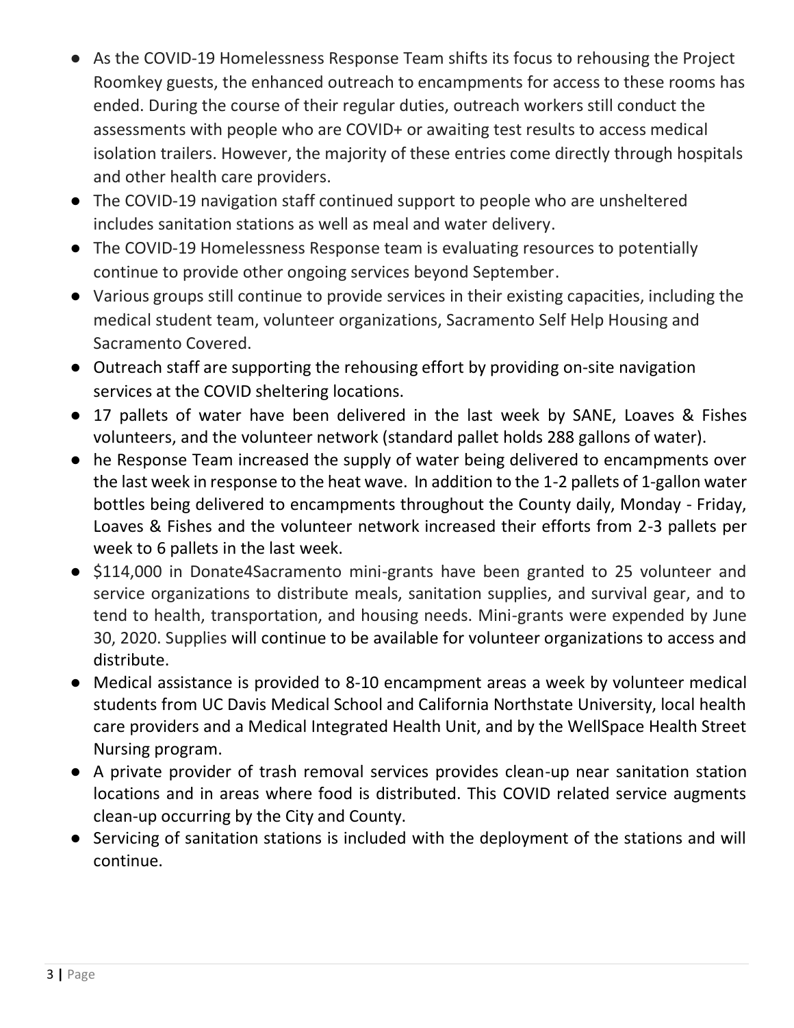- As the COVID-19 Homelessness Response Team shifts its focus to rehousing the Project Roomkey guests, the enhanced outreach to encampments for access to these rooms has ended. During the course of their regular duties, outreach workers still conduct the assessments with people who are COVID+ or awaiting test results to access medical isolation trailers. However, the majority of these entries come directly through hospitals and other health care providers.
- The COVID-19 navigation staff continued support to people who are unsheltered includes sanitation stations as well as meal and water delivery.
- The COVID-19 Homelessness Response team is evaluating resources to potentially continue to provide other ongoing services beyond September.
- Various groups still continue to provide services in their existing capacities, including the medical student team, volunteer organizations, Sacramento Self Help Housing and Sacramento Covered.
- Outreach staff are supporting the rehousing effort by providing on-site navigation services at the COVID sheltering locations.
- 17 pallets of water have been delivered in the last week by SANE, Loaves & Fishes volunteers, and the volunteer network (standard pallet holds 288 gallons of water).
- he Response Team increased the supply of water being delivered to encampments over the last week in response to the heat wave. In addition to the 1-2 pallets of 1-gallon water bottles being delivered to encampments throughout the County daily, Monday - Friday, Loaves & Fishes and the volunteer network increased their efforts from 2-3 pallets per week to 6 pallets in the last week.
- $114,000 in Donate4Sacramento mini-grants have been granted to 25 volunteer and service organizations to distribute meals, sanitation supplies, and survival gear, and to tend to health, transportation, and housing needs. Mini-grants were expended by June 30, 2020. Supplies will continue to be available for volunteer organizations to access and distribute.
- Medical assistance is provided to 8-10 encampment areas a week by volunteer medical students from UC Davis Medical School and California Northstate University, local health care providers and a Medical Integrated Health Unit, and by the WellSpace Health Street Nursing program.
- A private provider of trash removal services provides clean-up near sanitation station locations and in areas where food is distributed. This COVID related service augments clean-up occurring by the City and County.
- Servicing of sanitation stations is included with the deployment of the stations and will continue.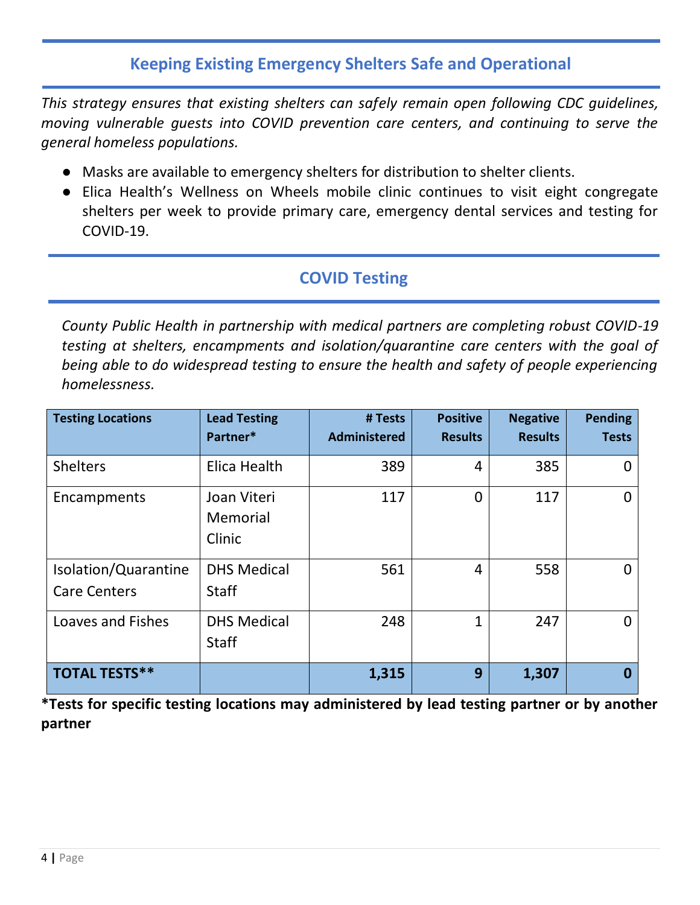## Keeping Existing Emergency Shelters Safe and Operational

*This strategy ensures that existing shelters can safely remain open following CDC guidelines, moving vulnerable guests into COVID prevention care centers, and continuing to serve the general homeless populations.*

- Masks are available to emergency shelters for distribution to shelter clients.
- Elica Health's Wellness on Wheels mobile clinic continues to visit eight congregate shelters per week to provide primary care, emergency dental services and testing for COVID-19.

## COVID Testing

*County Public Health in partnership with medical partners are completing robust COVID-19 testing at shelters, encampments and isolation/quarantine care centers with the goal of being able to do widespread testing to ensure the health and safety of people experiencing homelessness.*

| Testing Locations | Lead Testing Partner* | # Tests Administered | Positive Results | Negative Results | Pending Tests |
|---|---|---:|---:|---:|---:|
| Shelters | Elica Health | 389 | 4 | 385 | 0 |
| Encampments | Joan Viteri Memorial Clinic | 117 | 0 | 117 | 0 |
| Isolation/Quarantine Care Centers | DHS Medical Staff | 561 | 4 | 558 | 0 |
| Loaves and Fishes | DHS Medical Staff | 248 | 1 | 247 | 0 |
| **TOTAL TESTS**** | | **1,315** | **9** | **1,307** | **0** |

**\*Tests for specific testing locations may administered by lead testing partner or by another partner**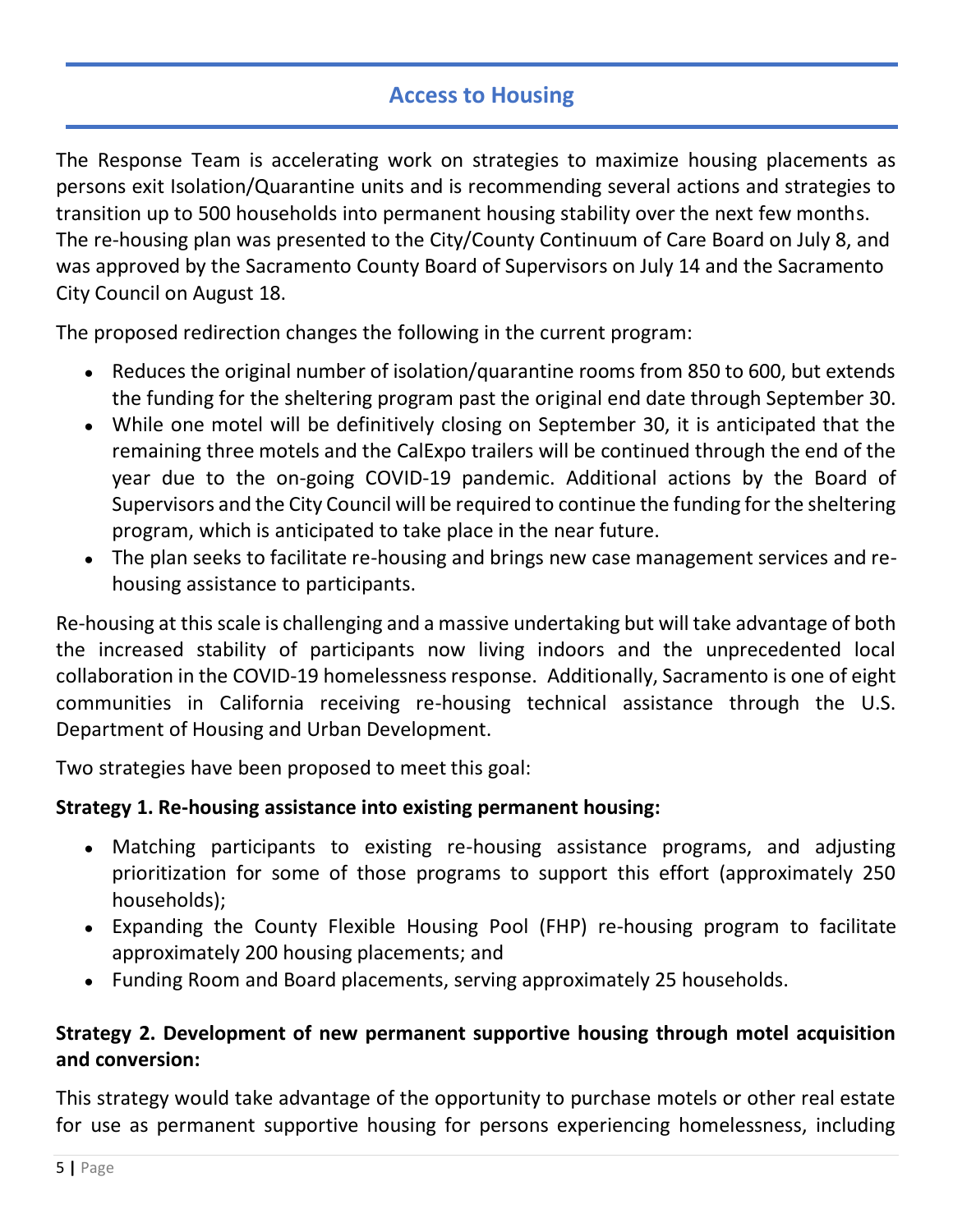## Access to Housing

The Response Team is accelerating work on strategies to maximize housing placements as persons exit Isolation/Quarantine units and is recommending several actions and strategies to transition up to 500 households into permanent housing stability over the next few months. The re-housing plan was presented to the City/County Continuum of Care Board on July 8, and was approved by the Sacramento County Board of Supervisors on July 14 and the Sacramento City Council on August 18.

The proposed redirection changes the following in the current program:

- Reduces the original number of isolation/quarantine rooms from 850 to 600, but extends the funding for the sheltering program past the original end date through September 30.
- While one motel will be definitively closing on September 30, it is anticipated that the remaining three motels and the CalExpo trailers will be continued through the end of the year due to the on-going COVID-19 pandemic. Additional actions by the Board of Supervisors and the City Council will be required to continue the funding for the sheltering program, which is anticipated to take place in the near future.
- The plan seeks to facilitate re-housing and brings new case management services and re-housing assistance to participants.

Re-housing at this scale is challenging and a massive undertaking but will take advantage of both the increased stability of participants now living indoors and the unprecedented local collaboration in the COVID-19 homelessness response. Additionally, Sacramento is one of eight communities in California receiving re-housing technical assistance through the U.S. Department of Housing and Urban Development.

Two strategies have been proposed to meet this goal:

**Strategy 1. Re-housing assistance into existing permanent housing:**

- Matching participants to existing re-housing assistance programs, and adjusting prioritization for some of those programs to support this effort (approximately 250 households);
- Expanding the County Flexible Housing Pool (FHP) re-housing program to facilitate approximately 200 housing placements; and
- Funding Room and Board placements, serving approximately 25 households.

**Strategy 2. Development of new permanent supportive housing through motel acquisition and conversion:**

This strategy would take advantage of the opportunity to purchase motels or other real estate for use as permanent supportive housing for persons experiencing homelessness, including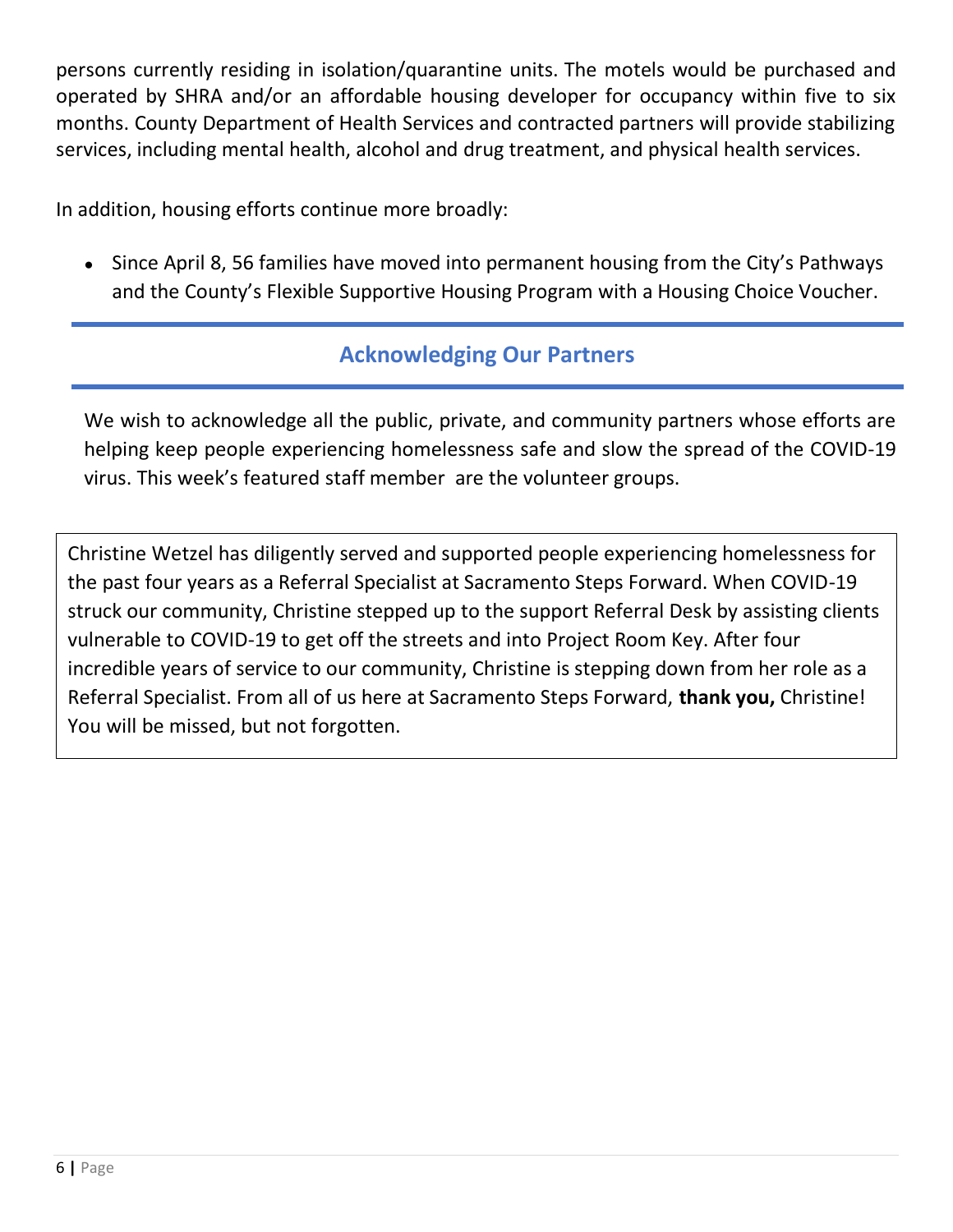persons currently residing in isolation/quarantine units. The motels would be purchased and operated by SHRA and/or an affordable housing developer for occupancy within five to six months. County Department of Health Services and contracted partners will provide stabilizing services, including mental health, alcohol and drug treatment, and physical health services.

In addition, housing efforts continue more broadly:

- Since April 8, 56 families have moved into permanent housing from the City's Pathways and the County's Flexible Supportive Housing Program with a Housing Choice Voucher.

## Acknowledging Our Partners

We wish to acknowledge all the public, private, and community partners whose efforts are helping keep people experiencing homelessness safe and slow the spread of the COVID-19 virus. This week's featured staff member are the volunteer groups.

Christine Wetzel has diligently served and supported people experiencing homelessness for the past four years as a Referral Specialist at Sacramento Steps Forward. When COVID-19 struck our community, Christine stepped up to the support Referral Desk by assisting clients vulnerable to COVID-19 to get off the streets and into Project Room Key. After four incredible years of service to our community, Christine is stepping down from her role as a Referral Specialist. From all of us here at Sacramento Steps Forward, **thank you,** Christine! You will be missed, but not forgotten.